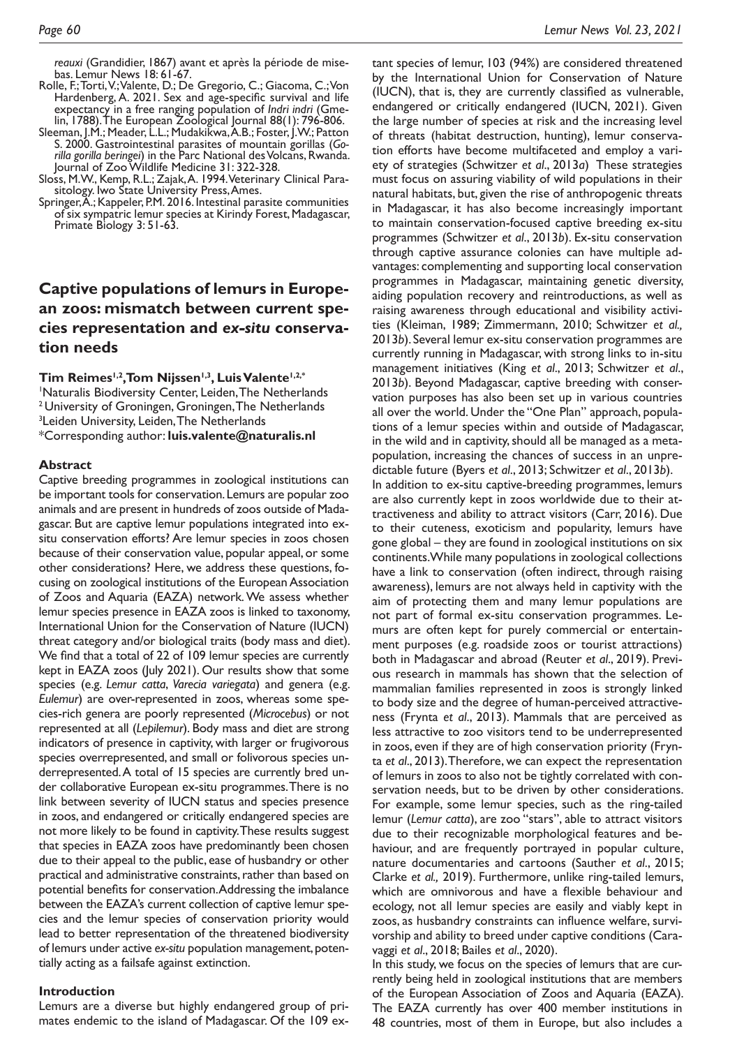*reauxi* (Grandidier, 1867) avant et après la période de mise-bas. Lemur News 18: 61-67.

Rolle, F.; Torti, V.; Valente, D.; De Gregorio, C.; Giacoma, C.; Von Hardenberg, A. 2021. Sex and age-specific survival and life expectancy in a free ranging population of *Indri indri* (Gmelin, 1788). The European Zoological Journal 88(1): 796-806.

Sleeman, J.M.; Meader, L.L.; Mudakikwa, A.B.; Foster, J.W.; Patton S. 2000. Gastrointestinal parasites of mountain gorillas (*Gorilla gorilla beringei*) in the Parc National des Volcans, Rwanda. Journal of Zoo Wildlife Medicine 31: 322-328.

Sloss, M.W., Kemp, R.L.; Zajak, A. 1994. Veterinary Clinical Parasitology. Iwo State University Press, Ames.

Springer, A.; Kappeler, P.M. 2016. Intestinal parasite communities of six sympatric lemur species at Kirindy Forest, Madagascar, Primate Biology 3: 51-63.

# Captive populations of lemurs in European zoos: mismatch between current species representation and *ex-situ* conservation needs

**Tim Reimes[1,2], Tom Nijssen[1,3], Luis Valente[1,2,*]**

[1]Naturalis Biodiversity Center, Leiden, The Netherlands
[2]University of Groningen, Groningen, The Netherlands
[3]Leiden University, Leiden, The Netherlands
*Corresponding author: **luis.valente@naturalis.nl**

## Abstract

Captive breeding programmes in zoological institutions can be important tools for conservation. Lemurs are popular zoo animals and are present in hundreds of zoos outside of Madagascar. But are captive lemur populations integrated into ex-situ conservation efforts? Are lemur species in zoos chosen because of their conservation value, popular appeal, or some other considerations? Here, we address these questions, focusing on zoological institutions of the European Association of Zoos and Aquaria (EAZA) network. We assess whether lemur species presence in EAZA zoos is linked to taxonomy, International Union for the Conservation of Nature (IUCN) threat category and/or biological traits (body mass and diet). We find that a total of 22 of 109 lemur species are currently kept in EAZA zoos (July 2021). Our results show that some species (e.g. *Lemur catta*, *Varecia variegata*) and genera (e.g. *Eulemur*) are over-represented in zoos, whereas some species-rich genera are poorly represented (*Microcebus*) or not represented at all (*Lepilemur*). Body mass and diet are strong indicators of presence in captivity, with larger or frugivorous species overrepresented, and small or folivorous species underrepresented. A total of 15 species are currently bred under collaborative European ex-situ programmes. There is no link between severity of IUCN status and species presence in zoos, and endangered or critically endangered species are not more likely to be found in captivity. These results suggest that species in EAZA zoos have predominantly been chosen due to their appeal to the public, ease of husbandry or other practical and administrative constraints, rather than based on potential benefits for conservation. Addressing the imbalance between the EAZA's current collection of captive lemur species and the lemur species of conservation priority would lead to better representation of the threatened biodiversity of lemurs under active *ex-situ* population management, potentially acting as a failsafe against extinction.

## Introduction

Lemurs are a diverse but highly endangered group of primates endemic to the island of Madagascar. Of the 109 extant species of lemur, 103 (94%) are considered threatened by the International Union for Conservation of Nature (IUCN), that is, they are currently classified as vulnerable, endangered or critically endangered (IUCN, 2021). Given the large number of species at risk and the increasing level of threats (habitat destruction, hunting), lemur conservation efforts have become multifaceted and employ a variety of strategies (Schwitzer *et al*., 2013*a*) These strategies must focus on assuring viability of wild populations in their natural habitats, but, given the rise of anthropogenic threats in Madagascar, it has also become increasingly important to maintain conservation-focused captive breeding ex-situ programmes (Schwitzer *et al*., 2013*b*). Ex-situ conservation through captive assurance colonies can have multiple advantages: complementing and supporting local conservation programmes in Madagascar, maintaining genetic diversity, aiding population recovery and reintroductions, as well as raising awareness through educational and visibility activities (Kleiman, 1989; Zimmermann, 2010; Schwitzer *et al.,* 2013*b*). Several lemur ex-situ conservation programmes are currently running in Madagascar, with strong links to in-situ management initiatives (King *et al*., 2013; Schwitzer *et al*., 2013*b*). Beyond Madagascar, captive breeding with conservation purposes has also been set up in various countries all over the world. Under the "One Plan" approach, populations of a lemur species within and outside of Madagascar, in the wild and in captivity, should all be managed as a metapopulation, increasing the chances of success in an unpredictable future (Byers *et al*., 2013; Schwitzer *et al*., 2013*b*).

In addition to ex-situ captive-breeding programmes, lemurs are also currently kept in zoos worldwide due to their attractiveness and ability to attract visitors (Carr, 2016). Due to their cuteness, exoticism and popularity, lemurs have gone global – they are found in zoological institutions on six continents. While many populations in zoological collections have a link to conservation (often indirect, through raising awareness), lemurs are not always held in captivity with the aim of protecting them and many lemur populations are not part of formal ex-situ conservation programmes. Lemurs are often kept for purely commercial or entertainment purposes (e.g. roadside zoos or tourist attractions) both in Madagascar and abroad (Reuter *et al*., 2019). Previous research in mammals has shown that the selection of mammalian families represented in zoos is strongly linked to body size and the degree of human-perceived attractiveness (Frynta *et al*., 2013). Mammals that are perceived as less attractive to zoo visitors tend to be underrepresented in zoos, even if they are of high conservation priority (Frynta *et al*., 2013). Therefore, we can expect the representation of lemurs in zoos to also not be tightly correlated with conservation needs, but to be driven by other considerations. For example, some lemur species, such as the ring-tailed lemur (*Lemur catta*), are zoo "stars", able to attract visitors due to their recognizable morphological features and behaviour, and are frequently portrayed in popular culture, nature documentaries and cartoons (Sauther *et al*., 2015; Clarke *et al.,* 2019). Furthermore, unlike ring-tailed lemurs, which are omnivorous and have a flexible behaviour and ecology, not all lemur species are easily and viably kept in zoos, as husbandry constraints can influence welfare, survivorship and ability to breed under captive conditions (Caravaggi *et al*., 2018; Bailes *et al*., 2020).

In this study, we focus on the species of lemurs that are currently being held in zoological institutions that are members of the European Association of Zoos and Aquaria (EAZA). The EAZA currently has over 400 member institutions in 48 countries, most of them in Europe, but also includes a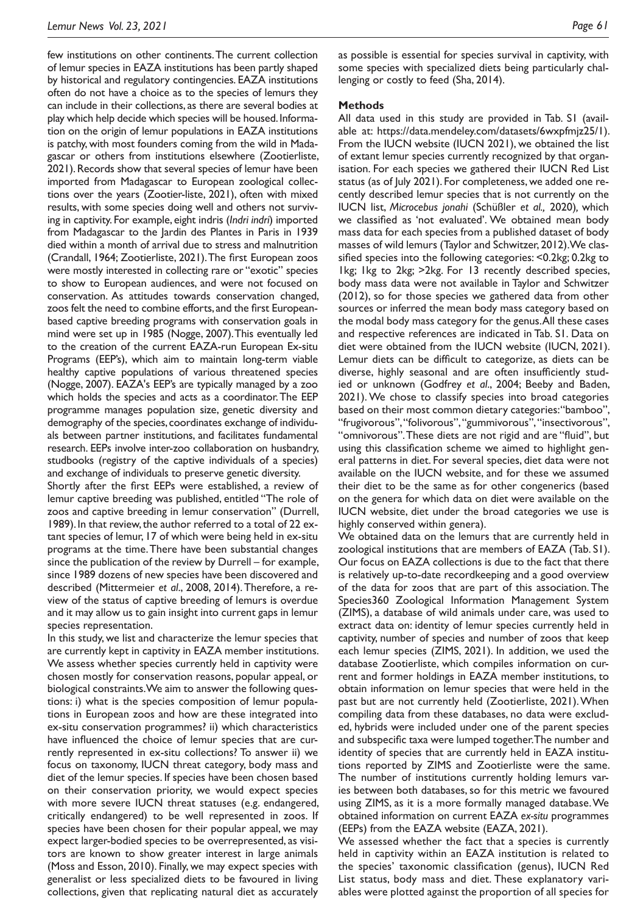few institutions on other continents. The current collection of lemur species in EAZA institutions has been partly shaped by historical and regulatory contingencies. EAZA institutions often do not have a choice as to the species of lemurs they can include in their collections, as there are several bodies at play which help decide which species will be housed. Information on the origin of lemur populations in EAZA institutions is patchy, with most founders coming from the wild in Madagascar or others from institutions elsewhere (Zootierliste, 2021). Records show that several species of lemur have been imported from Madagascar to European zoological collections over the years (Zootier-liste, 2021), often with mixed results, with some species doing well and others not surviving in captivity. For example, eight indris (*Indri indri*) imported from Madagascar to the Jardin des Plantes in Paris in 1939 died within a month of arrival due to stress and malnutrition (Crandall, 1964; Zootierliste, 2021). The first European zoos were mostly interested in collecting rare or "exotic" species to show to European audiences, and were not focused on conservation. As attitudes towards conservation changed, zoos felt the need to combine efforts, and the first European-based captive breeding programs with conservation goals in mind were set up in 1985 (Nogge, 2007). This eventually led to the creation of the current EAZA-run European Ex-situ Programs (EEP's), which aim to maintain long-term viable healthy captive populations of various threatened species (Nogge, 2007). EAZA's EEP's are typically managed by a zoo which holds the species and acts as a coordinator. The EEP programme manages population size, genetic diversity and demography of the species, coordinates exchange of individuals between partner institutions, and facilitates fundamental research. EEPs involve inter-zoo collaboration on husbandry, studbooks (registry of the captive individuals of a species) and exchange of individuals to preserve genetic diversity.

Shortly after the first EEPs were established, a review of lemur captive breeding was published, entitled "The role of zoos and captive breeding in lemur conservation" (Durrell, 1989). In that review, the author referred to a total of 22 extant species of lemur, 17 of which were being held in ex-situ programs at the time. There have been substantial changes since the publication of the review by Durrell – for example, since 1989 dozens of new species have been discovered and described (Mittermeier *et al*., 2008, 2014). Therefore, a review of the status of captive breeding of lemurs is overdue and it may allow us to gain insight into current gaps in lemur species representation.

In this study, we list and characterize the lemur species that are currently kept in captivity in EAZA member institutions. We assess whether species currently held in captivity were chosen mostly for conservation reasons, popular appeal, or biological constraints. We aim to answer the following questions: i) what is the species composition of lemur populations in European zoos and how are these integrated into ex-situ conservation programmes? ii) which characteristics have influenced the choice of lemur species that are currently represented in ex-situ collections? To answer ii) we focus on taxonomy, IUCN threat category, body mass and diet of the lemur species. If species have been chosen based on their conservation priority, we would expect species with more severe IUCN threat statuses (e.g. endangered, critically endangered) to be well represented in zoos. If species have been chosen for their popular appeal, we may expect larger-bodied species to be overrepresented, as visitors are known to show greater interest in large animals (Moss and Esson, 2010). Finally, we may expect species with generalist or less specialized diets to be favoured in living collections, given that replicating natural diet as accurately as possible is essential for species survival in captivity, with some species with specialized diets being particularly challenging or costly to feed (Sha, 2014).

## Methods

All data used in this study are provided in Tab. S1 (available at: https://data.mendeley.com/datasets/6wxpfmjz25/1). From the IUCN website (IUCN 2021), we obtained the list of extant lemur species currently recognized by that organisation. For each species we gathered their IUCN Red List status (as of July 2021). For completeness, we added one recently described lemur species that is not currently on the IUCN list, *Microcebus jonahi* (Schüßler *et al.,* 2020), which we classified as 'not evaluated'. We obtained mean body mass data for each species from a published dataset of body masses of wild lemurs (Taylor and Schwitzer, 2012). We classified species into the following categories: <0.2kg; 0.2kg to 1kg; 1kg to 2kg; >2kg. For 13 recently described species, body mass data were not available in Taylor and Schwitzer (2012), so for those species we gathered data from other sources or inferred the mean body mass category based on the modal body mass category for the genus. All these cases and respective references are indicated in Tab. S1. Data on diet were obtained from the IUCN website (IUCN, 2021). Lemur diets can be difficult to categorize, as diets can be diverse, highly seasonal and are often insufficiently studied or unknown (Godfrey *et al*., 2004; Beeby and Baden, 2021). We chose to classify species into broad categories based on their most common dietary categories: "bamboo", "frugivorous", "folivorous", "gummivorous", "insectivorous", "omnivorous". These diets are not rigid and are "fluid", but using this classification scheme we aimed to highlight general patterns in diet. For several species, diet data were not available on the IUCN website, and for these we assumed their diet to be the same as for other congenerics (based on the genera for which data on diet were available on the IUCN website, diet under the broad categories we use is highly conserved within genera).

We obtained data on the lemurs that are currently held in zoological institutions that are members of EAZA (Tab. S1). Our focus on EAZA collections is due to the fact that there is relatively up-to-date recordkeeping and a good overview of the data for zoos that are part of this association. The Species360 Zoological Information Management System (ZIMS), a database of wild animals under care, was used to extract data on: identity of lemur species currently held in captivity, number of species and number of zoos that keep each lemur species (ZIMS, 2021). In addition, we used the database Zootierliste, which compiles information on current and former holdings in EAZA member institutions, to obtain information on lemur species that were held in the past but are not currently held (Zootierliste, 2021). When compiling data from these databases, no data were excluded, hybrids were included under one of the parent species and subspecific taxa were lumped together. The number and identity of species that are currently held in EAZA institutions reported by ZIMS and Zootierliste were the same. The number of institutions currently holding lemurs varies between both databases, so for this metric we favoured using ZIMS, as it is a more formally managed database. We obtained information on current EAZA *ex-situ* programmes (EEPs) from the EAZA website (EAZA, 2021).

We assessed whether the fact that a species is currently held in captivity within an EAZA institution is related to the species' taxonomic classification (genus), IUCN Red List status, body mass and diet. These explanatory variables were plotted against the proportion of all species for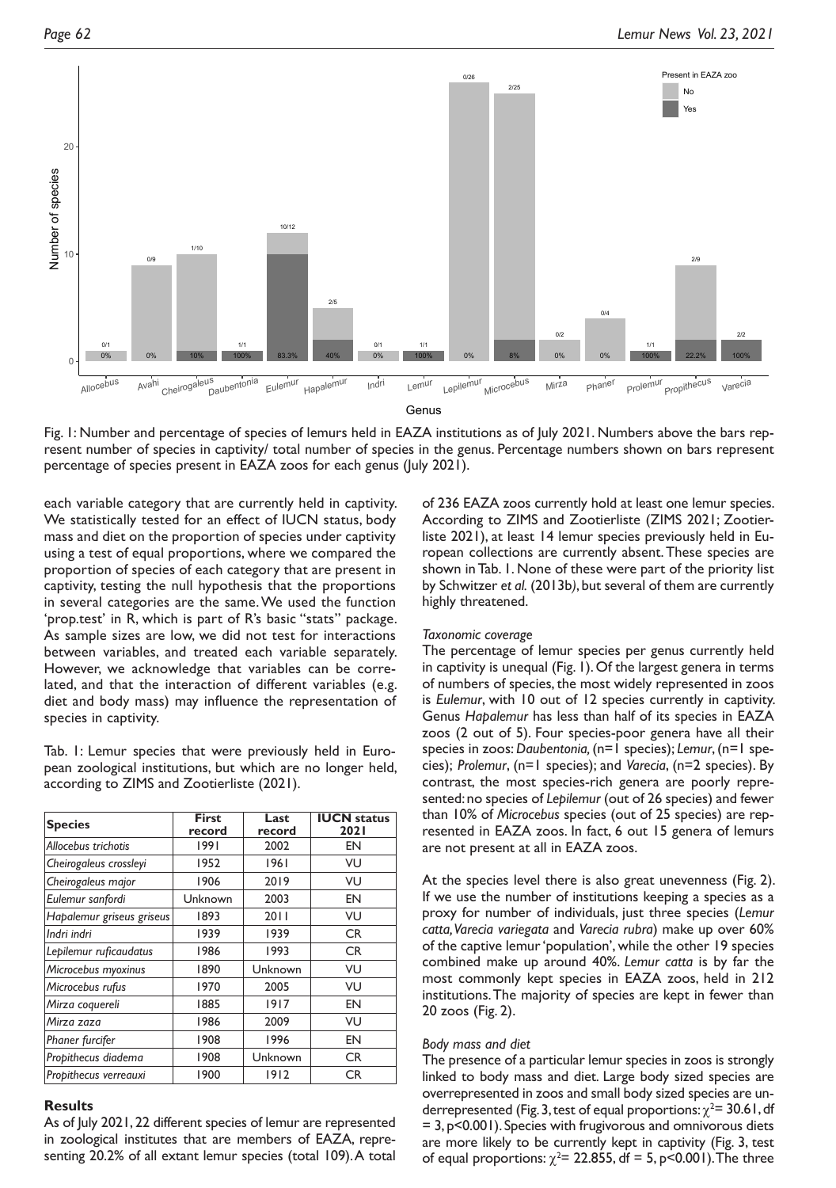Fig. 1: Number and percentage of species of lemurs held in EAZA institutions as of July 2021. Numbers above the bars represent number of species in captivity/ total number of species in the genus. Percentage numbers shown on bars represent percentage of species present in EAZA zoos for each genus (July 2021).

each variable category that are currently held in captivity. We statistically tested for an effect of IUCN status, body mass and diet on the proportion of species under captivity using a test of equal proportions, where we compared the proportion of species of each category that are present in captivity, testing the null hypothesis that the proportions in several categories are the same. We used the function 'prop.test' in R, which is part of R's basic "stats" package. As sample sizes are low, we did not test for interactions between variables, and treated each variable separately. However, we acknowledge that variables can be correlated, and that the interaction of different variables (e.g. diet and body mass) may influence the representation of species in captivity.

Tab. 1: Lemur species that were previously held in European zoological institutions, but which are no longer held, according to ZIMS and Zootierliste (2021).

| Species | First record | Last record | IUCN status 2021 |
|---|---|---|---|
| *Allocebus trichotis* | 1991 | 2002 | EN |
| *Cheirogaleus crossleyi* | 1952 | 1961 | VU |
| *Cheirogaleus major* | 1906 | 2019 | VU |
| *Eulemur sanfordi* | Unknown | 2003 | EN |
| *Hapalemur griseus griseus* | 1893 | 2011 | VU |
| *Indri indri* | 1939 | 1939 | CR |
| *Lepilemur ruficaudatus* | 1986 | 1993 | CR |
| *Microcebus myoxinus* | 1890 | Unknown | VU |
| *Microcebus rufus* | 1970 | 2005 | VU |
| *Mirza coquereli* | 1885 | 1917 | EN |
| *Mirza zaza* | 1986 | 2009 | VU |
| *Phaner furcifer* | 1908 | 1996 | EN |
| *Propithecus diadema* | 1908 | Unknown | CR |
| *Propithecus verreauxi* | 1900 | 1912 | CR |

## Results

As of July 2021, 22 different species of lemur are represented in zoological institutes that are members of EAZA, representing 20.2% of all extant lemur species (total 109). A total of 236 EAZA zoos currently hold at least one lemur species. According to ZIMS and Zootierliste (ZIMS 2021; Zootierliste 2021), at least 14 lemur species previously held in European collections are currently absent. These species are shown in Tab. 1. None of these were part of the priority list by Schwitzer *et al.* (2013b), but several of them are currently highly threatened.

### *Taxonomic coverage*

The percentage of lemur species per genus currently held in captivity is unequal (Fig. 1). Of the largest genera in terms of numbers of species, the most widely represented in zoos is *Eulemur*, with 10 out of 12 species currently in captivity. Genus *Hapalemur* has less than half of its species in EAZA zoos (2 out of 5). Four species-poor genera have all their species in zoos: *Daubentonia,* (n=1 species); *Lemur*, (n=1 species); *Prolemur*, (n=1 species); and *Varecia*, (n=2 species). By contrast, the most species-rich genera are poorly represented: no species of *Lepilemur* (out of 26 species) and fewer than 10% of *Microcebus* species (out of 25 species) are represented in EAZA zoos. In fact, 6 out 15 genera of lemurs are not present at all in EAZA zoos.

At the species level there is also great unevenness (Fig. 2). If we use the number of institutions keeping a species as a proxy for number of individuals, just three species (*Lemur catta, Varecia variegata* and *Varecia rubra*) make up over 60% of the captive lemur 'population', while the other 19 species combined make up around 40%. *Lemur catta* is by far the most commonly kept species in EAZA zoos, held in 212 institutions. The majority of species are kept in fewer than 20 zoos (Fig. 2).

### *Body mass and diet*

The presence of a particular lemur species in zoos is strongly linked to body mass and diet. Large body sized species are overrepresented in zoos and small body sized species are underrepresented (Fig. 3, test of equal proportions: $\chi^2$= 30.61, df = 3, p<0.001). Species with frugivorous and omnivorous diets are more likely to be currently kept in captivity (Fig. 3, test of equal proportions: $\chi^2$= 22.855, df = 5, p<0.001). The three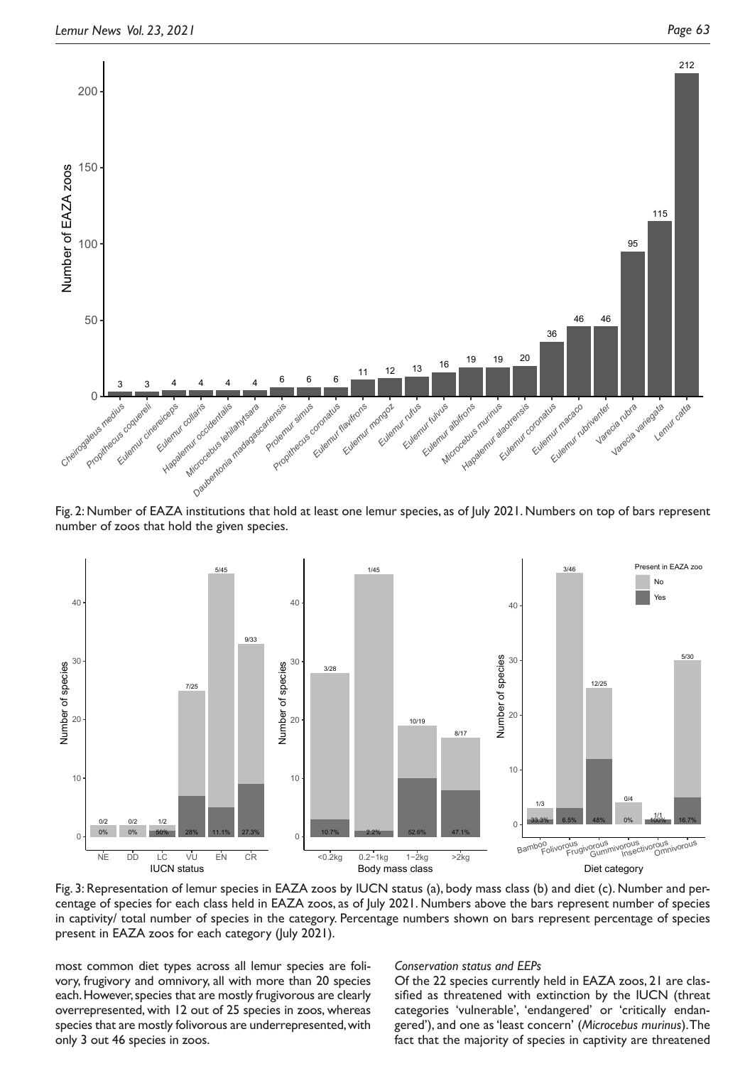Fig. 2: Number of EAZA institutions that hold at least one lemur species, as of July 2021. Numbers on top of bars represent number of zoos that hold the given species.

Fig. 3: Representation of lemur species in EAZA zoos by IUCN status (a), body mass class (b) and diet (c). Number and percentage of species for each class held in EAZA zoos, as of July 2021. Numbers above the bars represent number of species in captivity/ total number of species in the category. Percentage numbers shown on bars represent percentage of species present in EAZA zoos for each category (July 2021).

most common diet types across all lemur species are folivory, frugivory and omnivory, all with more than 20 species each. However, species that are mostly frugivorous are clearly overrepresented, with 12 out of 25 species in zoos, whereas species that are mostly folivorous are underrepresented, with only 3 out 46 species in zoos.

*Conservation status and EEPs*

Of the 22 species currently held in EAZA zoos, 21 are classified as threatened with extinction by the IUCN (threat categories 'vulnerable', 'endangered' or 'critically endangered'), and one as 'least concern' (*Microcebus murinus*). The fact that the majority of species in captivity are threatened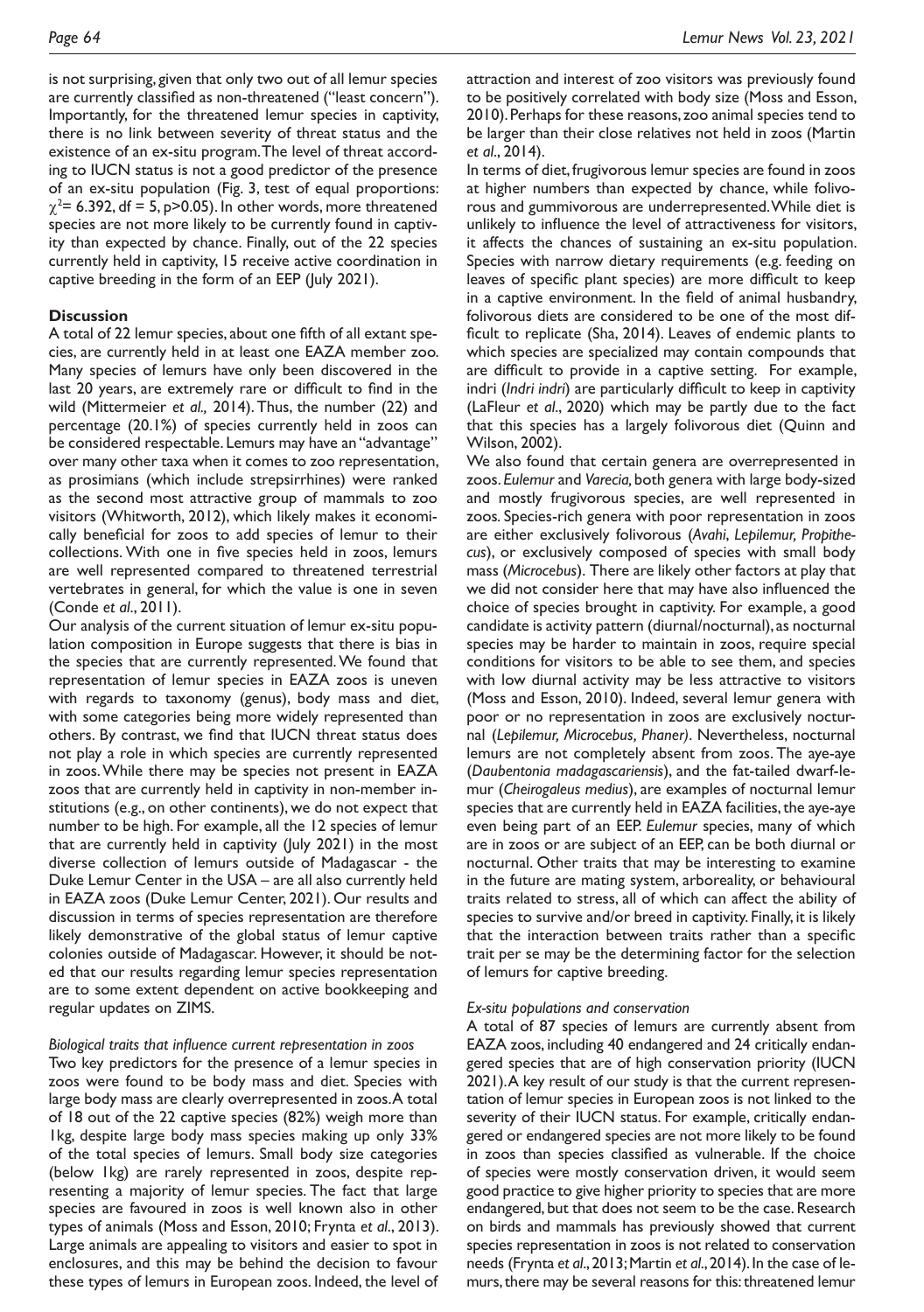is not surprising, given that only two out of all lemur species are currently classified as non-threatened ("least concern"). Importantly, for the threatened lemur species in captivity, there is no link between severity of threat status and the existence of an ex-situ program. The level of threat according to IUCN status is not a good predictor of the presence of an ex-situ population (Fig. 3, test of equal proportions: $\chi^2$= 6.392, df = 5, p>0.05). In other words, more threatened species are not more likely to be currently found in captivity than expected by chance. Finally, out of the 22 species currently held in captivity, 15 receive active coordination in captive breeding in the form of an EEP (July 2021).

## Discussion

A total of 22 lemur species, about one fifth of all extant species, are currently held in at least one EAZA member zoo. Many species of lemurs have only been discovered in the last 20 years, are extremely rare or difficult to find in the wild (Mittermeier *et al.,* 2014). Thus, the number (22) and percentage (20.1%) of species currently held in zoos can be considered respectable. Lemurs may have an "advantage" over many other taxa when it comes to zoo representation, as prosimians (which include strepsirrhines) were ranked as the second most attractive group of mammals to zoo visitors (Whitworth, 2012), which likely makes it economically beneficial for zoos to add species of lemur to their collections. With one in five species held in zoos, lemurs are well represented compared to threatened terrestrial vertebrates in general, for which the value is one in seven (Conde *et al*., 2011).

Our analysis of the current situation of lemur ex-situ population composition in Europe suggests that there is bias in the species that are currently represented. We found that representation of lemur species in EAZA zoos is uneven with regards to taxonomy (genus), body mass and diet, with some categories being more widely represented than others. By contrast, we find that IUCN threat status does not play a role in which species are currently represented in zoos. While there may be species not present in EAZA zoos that are currently held in captivity in non-member institutions (e.g., on other continents), we do not expect that number to be high. For example, all the 12 species of lemur that are currently held in captivity (July 2021) in the most diverse collection of lemurs outside of Madagascar - the Duke Lemur Center in the USA – are all also currently held in EAZA zoos (Duke Lemur Center, 2021). Our results and discussion in terms of species representation are therefore likely demonstrative of the global status of lemur captive colonies outside of Madagascar. However, it should be noted that our results regarding lemur species representation are to some extent dependent on active bookkeeping and regular updates on ZIMS.

### *Biological traits that influence current representation in zoos*

Two key predictors for the presence of a lemur species in zoos were found to be body mass and diet. Species with large body mass are clearly overrepresented in zoos. A total of 18 out of the 22 captive species (82%) weigh more than 1kg, despite large body mass species making up only 33% of the total species of lemurs. Small body size categories (below 1kg) are rarely represented in zoos, despite representing a majority of lemur species. The fact that large species are favoured in zoos is well known also in other types of animals (Moss and Esson, 2010; Frynta *et al*., 2013). Large animals are appealing to visitors and easier to spot in enclosures, and this may be behind the decision to favour these types of lemurs in European zoos. Indeed, the level of attraction and interest of zoo visitors was previously found to be positively correlated with body size (Moss and Esson, 2010). Perhaps for these reasons, zoo animal species tend to be larger than their close relatives not held in zoos (Martin *et al*., 2014).

In terms of diet, frugivorous lemur species are found in zoos at higher numbers than expected by chance, while folivorous and gummivorous are underrepresented. While diet is unlikely to influence the level of attractiveness for visitors, it affects the chances of sustaining an ex-situ population. Species with narrow dietary requirements (e.g. feeding on leaves of specific plant species) are more difficult to keep in a captive environment. In the field of animal husbandry, folivorous diets are considered to be one of the most difficult to replicate (Sha, 2014). Leaves of endemic plants to which species are specialized may contain compounds that are difficult to provide in a captive setting. For example, indri (*Indri indri*) are particularly difficult to keep in captivity (LaFleur *et al*., 2020) which may be partly due to the fact that this species has a largely folivorous diet (Quinn and Wilson, 2002).

We also found that certain genera are overrepresented in zoos. *Eulemur* and *Varecia,* both genera with large body-sized and mostly frugivorous species, are well represented in zoos. Species-rich genera with poor representation in zoos are either exclusively folivorous (*Avahi*, *Lepilemur, Propithecus*), or exclusively composed of species with small body mass (*Microcebus*). There are likely other factors at play that we did not consider here that may have also influenced the choice of species brought in captivity. For example, a good candidate is activity pattern (diurnal/nocturnal), as nocturnal species may be harder to maintain in zoos, require special conditions for visitors to be able to see them, and species with low diurnal activity may be less attractive to visitors (Moss and Esson, 2010). Indeed, several lemur genera with poor or no representation in zoos are exclusively nocturnal (*Lepilemur, Microcebus, Phaner)*. Nevertheless, nocturnal lemurs are not completely absent from zoos. The aye-aye (*Daubentonia madagascariensis*), and the fat-tailed dwarf-lemur (*Cheirogaleus medius*), are examples of nocturnal lemur species that are currently held in EAZA facilities, the aye-aye even being part of an EEP. *Eulemur* species, many of which are in zoos or are subject of an EEP, can be both diurnal or nocturnal. Other traits that may be interesting to examine in the future are mating system, arboreality, or behavioural traits related to stress, all of which can affect the ability of species to survive and/or breed in captivity. Finally, it is likely that the interaction between traits rather than a specific trait per se may be the determining factor for the selection of lemurs for captive breeding.

### *Ex-situ populations and conservation*

A total of 87 species of lemurs are currently absent from EAZA zoos, including 40 endangered and 24 critically endangered species that are of high conservation priority (IUCN 2021). A key result of our study is that the current representation of lemur species in European zoos is not linked to the severity of their IUCN status. For example, critically endangered or endangered species are not more likely to be found in zoos than species classified as vulnerable. If the choice of species were mostly conservation driven, it would seem good practice to give higher priority to species that are more endangered, but that does not seem to be the case. Research on birds and mammals has previously showed that current species representation in zoos is not related to conservation needs (Frynta *et al*., 2013; Martin *et al*., 2014). In the case of lemurs, there may be several reasons for this: threatened lemur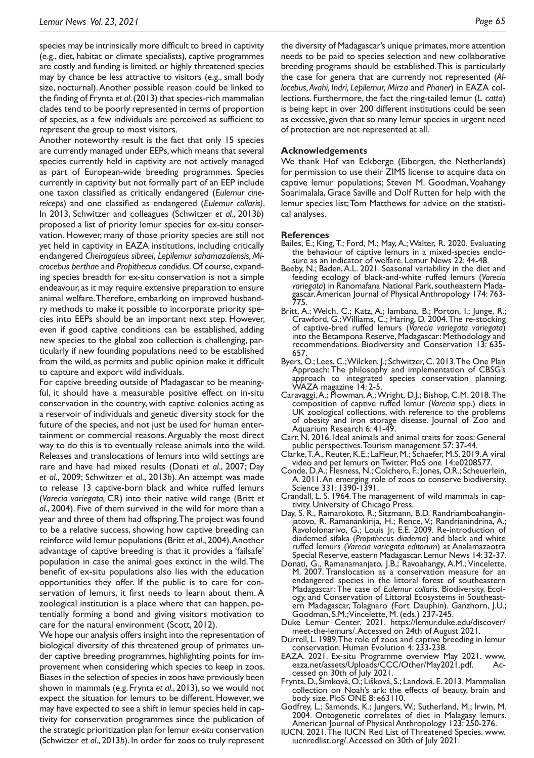species may be intrinsically more difficult to breed in captivity (e.g., diet, habitat or climate specialists), captive programmes are costly and funding is limited, or highly threatened species may by chance be less attractive to visitors (e.g., small body size, nocturnal). Another possible reason could be linked to the finding of Frynta *et al*. (2013) that species-rich mammalian clades tend to be poorly represented in terms of proportion of species, as a few individuals are perceived as sufficient to represent the group to most visitors.

Another noteworthy result is the fact that only 15 species are currently managed under EEPs, which means that several species currently held in captivity are not actively managed as part of European-wide breeding programmes. Species currently in captivity but not formally part of an EEP include one taxon classified as critically endangered (*Eulemur cinereiceps*) and one classified as endangered (*Eulemur collaris*). In 2013, Schwitzer and colleagues (Schwitzer *et al*., 2013*b*) proposed a list of priority lemur species for ex-situ conservation. However, many of those priority species are still not yet held in captivity in EAZA institutions, including critically endangered *Cheirogaleus sibreei*, *Lepilemur sahamazalensis*, *Microcebus berthae* and *Propithecus candidus*. Of course, expanding species breadth for ex-situ conservation is not a simple endeavour, as it may require extensive preparation to ensure animal welfare. Therefore, embarking on improved husbandry methods to make it possible to incorporate priority species into EEPs should be an important next step. However, even if good captive conditions can be established, adding new species to the global zoo collection is challenging, particularly if new founding populations need to be established from the wild, as permits and public opinion make it difficult to capture and export wild individuals.

For captive breeding outside of Madagascar to be meaningful, it should have a measurable positive effect on in-situ conservation in the country, with captive colonies acting as a reservoir of individuals and genetic diversity stock for the future of the species, and not just be used for human entertainment or commercial reasons. Arguably the most direct way to do this is to eventually release animals into the wild. Releases and translocations of lemurs into wild settings are rare and have had mixed results (Donati *et al*., 2007; Day *et al*., 2009; Schwitzer *et al*., 2013*b*). An attempt was made to release 13 captive-born black and white ruffed lemurs (*Varecia variegata,* CR) into their native wild range (Britt *et al*., 2004). Five of them survived in the wild for more than a year and three of them had offspring. The project was found to be a relative success, showing how captive breeding can reinforce wild lemur populations (Britt *et al*., 2004). Another advantage of captive breeding is that it provides a 'failsafe' population in case the animal goes extinct in the wild. The benefit of ex-situ populations also lies with the education opportunities they offer. If the public is to care for conservation of lemurs, it first needs to learn about them. A zoological institution is a place where that can happen, potentially forming a bond and giving visitors motivation to care for the natural environment (Scott, 2012).

We hope our analysis offers insight into the representation of biological diversity of this threatened group of primates under captive breeding programmes, highlighting points for improvement when considering which species to keep in zoos. Biases in the selection of species in zoos have previously been shown in mammals (e.g. Frynta *et al*., 2013), so we would not expect the situation for lemurs to be different. However, we may have expected to see a shift in lemur species held in captivity for conservation programmes since the publication of the strategic prioritization plan for lemur *ex-situ* conservation (Schwitzer *et al*., 2013*b*). In order for zoos to truly represent the diversity of Madagascar's unique primates, more attention needs to be paid to species selection and new collaborative breeding programs should be established. This is particularly the case for genera that are currently not represented (*Allocebus, Avahi, Indri, Lepilemur, Mirza* and *Phaner*) in EAZA collections. Furthermore, the fact the ring-tailed lemur (*L. catta*) is being kept in over 200 different institutions could be seen as excessive, given that so many lemur species in urgent need of protection are not represented at all.

## Acknowledgements

We thank Hof van Eckberge (Eibergen, the Netherlands) for permission to use their ZIMS license to acquire data on captive lemur populations; Steven M. Goodman, Voahangy Soarimalala, Grace Saville and Dolf Rutten for help with the lemur species list; Tom Matthews for advice on the statistical analyses.

## References

Bailes, E.; King, T.; Ford, M.; May, A.; Walter, R. 2020. Evaluating the behaviour of captive lemurs in a mixed-species enclosure as an indicator of welfare. Lemur News 22: 44-48.

Beeby, N.; Baden, A.L. 2021. Seasonal variability in the diet and feeding ecology of black-and-white ruffed lemurs (*Varecia variegata*) in Ranomafana National Park, southeastern Madagascar. American Journal of Physical Anthropology 174: 763-775.

Britt, A.; Welch, C.; Katz, A.; Iambana, B.; Porton, I.; Junge, R.; Crawford, G.; Williams, C.; Haring, D. 2004. The re-stocking of captive-bred ruffed lemurs (*Varecia variegata variegata*) into the Betampona Reserve, Madagascar: Methodology and recommendations. Biodiversity and Conservation 13: 635-657.

Byers, O.; Lees, C.; Wilcken, J.; Schwitzer, C. 2013. The One Plan Approach: The philosophy and implementation of CBSG's approach to integrated species conservation planning. WAZA magazine 14: 2-5.

Caravaggi, A.; Plowman, A.; Wright, D.J.; Bishop, C.M. 2018. The composition of captive ruffed lemur (*Varecia* spp.) diets in UK zoological collections, with reference to the problems of obesity and iron storage disease. Journal of Zoo and Aquarium Research 6: 41-49.

Carr, N. 2016. Ideal animals and animal traits for zoos: General public perspectives. Tourism management 57: 37-44.

Clarke, T.A., Reuter, K.E.; LaFleur, M.; Schaefer, M.S. 2019. A viral video and pet lemurs on Twitter. PloS one 14:e0208577.

Conde, D.A.; Flesness, N.; Colchero, F.; Jones, O.R.; Scheuerlein, A. 2011. An emerging role of zoos to conserve biodiversity. Science 331: 1390-1391.

Crandall, L. S. 1964. The management of wild mammals in captivity. University of Chicago Press.

Day, S. R., Ramarokoto, R.; Sitzmann, B.D. Randriamboahanginjatovo, R. Ramanankirija, H.; Rence, V.; Randrianindrina, A.; Ravololonarivo, G.; Louis Jr, E.E. 2009. Re-introduction of diademed sifaka (*Propithecus diadema*) and black and white ruffed lemurs (*Varecia variegata editorum*) at Analamazaotra Special Reserve, eastern Madagascar. Lemur News 14: 32-37.

Donati, G., Ramanamanjato, J.B.; Ravoahangy, A.M.; Vincelette. M. 2007. Translocation as a conservation measure for an endangered species in the littoral forest of southeastern Madagascar: The case of *Eulemur collaris*. Biodiversity, Ecology, and Conservation of Littoral Ecosystems in Southeastern Madagascar, Tolagnaro (Fort Dauphin). Ganzhorn, J.U.; Goodman, S.M.; Vincelette, M. (eds.) 237-245.

Duke Lemur Center. 2021. https://lemur.duke.edu/discover/meet-the-lemurs/. Accessed on 24th of August 2021.

Durrell, L. 1989. The role of zoos and captive breeding in lemur conservation. Human Evolution 4: 233-238.

EAZA. 2021. Ex-situ Programme overview May 2021. www.eaza.net/assets/Uploads/CCC/Other/May2021.pdf. Accessed on 30th of July 2021.

Frynta, D., Šimková, O.; Lišková, S.; Landová. E. 2013. Mammalian collection on Noah's ark: the effects of beauty, brain and body size. PloS ONE 8: e63110.

Godfrey, L.; Samonds, K.; Jungers, W.; Sutherland, M.; Irwin, M. 2004. Ontogenetic correlates of diet in Malagasy lemurs. American Journal of Physical Anthropology 123: 250-276.

IUCN. 2021. The IUCN Red List of Threatened Species. www.iucnredlist.org/. Accessed on 30th of July 2021.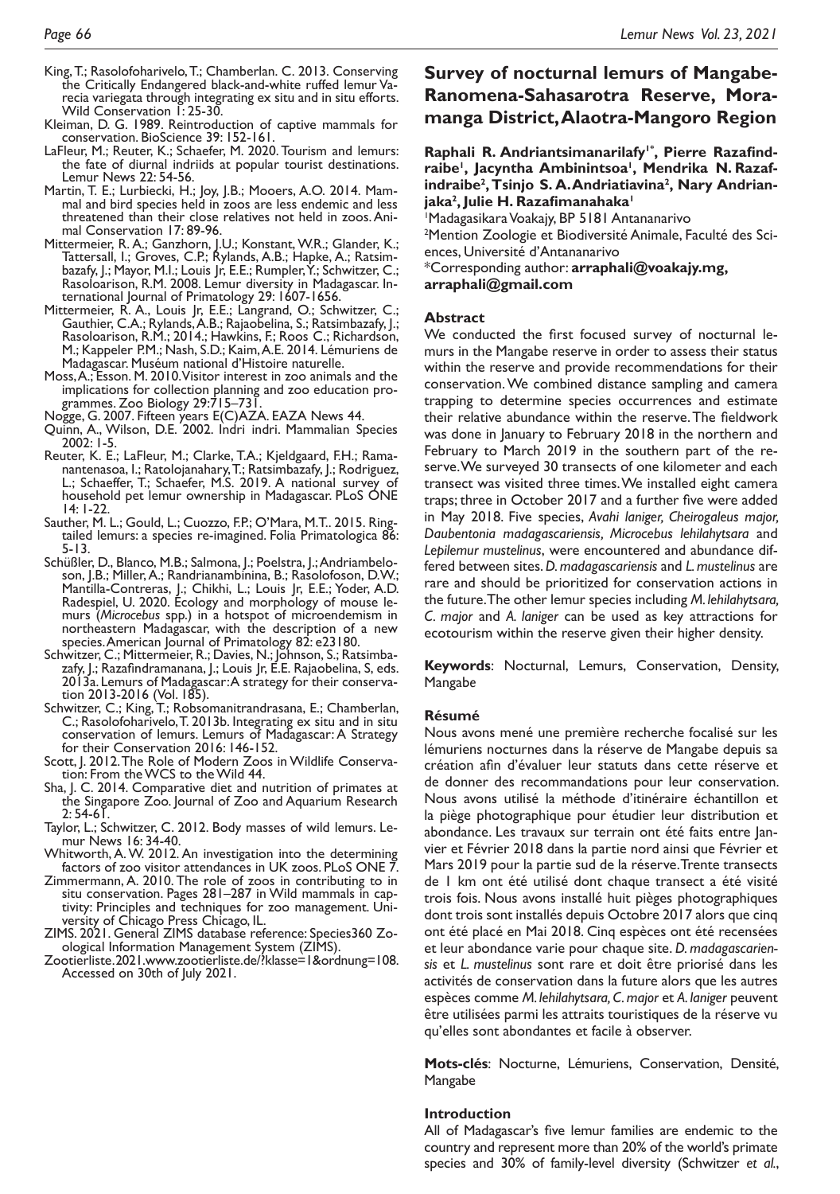King, T.; Rasolofoharivelo, T.; Chamberlan. C. 2013. Conserving the Critically Endangered black-and-white ruffed lemur Varecia variegata through integrating ex situ and in situ efforts. Wild Conservation 1: 25-30.

Kleiman, D. G. 1989. Reintroduction of captive mammals for conservation. BioScience 39: 152-161.

LaFleur, M.; Reuter, K.; Schaefer, M. 2020. Tourism and lemurs: the fate of diurnal indriids at popular tourist destinations. Lemur News 22: 54-56.

Martin, T. E.; Lurbiecki, H.; Joy, J.B.; Mooers, A.O. 2014. Mammal and bird species held in zoos are less endemic and less threatened than their close relatives not held in zoos. Animal Conservation 17: 89-96.

Mittermeier, R. A.; Ganzhorn, J.U.; Konstant, W.R.; Glander, K.; Tattersall, I.; Groves, C.P.; Rylands, A.B.; Hapke, A.; Ratsimbazafy, J.; Mayor, M.I.; Louis Jr, E.E.; Rumpler, Y.; Schwitzer, C.; Rasoloarison, R.M. 2008. Lemur diversity in Madagascar. International Journal of Primatology 29: 1607-1656.

Mittermeier, R. A., Louis Jr, E.E.; Langrand, O.; Schwitzer, C.; Gauthier, C.A.; Rylands, A.B.; Rajaobelina, S.; Ratsimbazafy, J.; Rasoloarison, R.M.; 2014.; Hawkins, F.; Roos C.; Richardson, M.; Kappeler P.M.; Nash, S.D.; Kaim, A.E. 2014. Lémuriens de Madagascar. Muséum national d'Histoire naturelle.

Moss, A.; Esson. M. 2010. Visitor interest in zoo animals and the implications for collection planning and zoo education programmes. Zoo Biology 29:715–731.

Nogge, G. 2007. Fifteen years E(C)AZA. EAZA News 44.

Quinn, A., Wilson, D.E. 2002. Indri indri. Mammalian Species 2002: 1-5.

Reuter, K. E.; LaFleur, M.; Clarke, T.A.; Kjeldgaard, F.H.; Ramanantenasoa, I.; Ratolojanahary, T.; Ratsimbazafy, J.; Rodriguez, L.; Schaeffer, T.; Schaefer, M.S. 2019. A national survey of household pet lemur ownership in Madagascar. PLoS ONE 14: 1-22.

Sauther, M. L.; Gould, L.; Cuozzo, F.P.; O'Mara, M.T.. 2015. Ring-tailed lemurs: a species re-imagined. Folia Primatologica 86: 5-13.

Schüßler, D., Blanco, M.B.; Salmona, J.; Poelstra, J.; Andriambeloson, J.B.; Miller, A.; Randrianambinina, B.; Rasolofoson, D.W.; Mantilla-Contreras, J.; Chikhi, L.; Louis Jr, E.E.; Yoder, A.D. Radespiel, U. 2020. Ecology and morphology of mouse lemurs (*Microcebus* spp.) in a hotspot of microendemism in northeastern Madagascar, with the description of a new species. American Journal of Primatology 82: e23180.

Schwitzer, C.; Mittermeier, R.; Davies, N.; Johnson, S.; Ratsimbazafy, J.; Razafindramanana, J.; Louis Jr, E.E. Rajaobelina, S, eds. 2013a. Lemurs of Madagascar: A strategy for their conservation 2013-2016 (Vol. 185).

Schwitzer, C.; King, T.; Robsomanitrandrasana, E.; Chamberlan, C.; Rasolofoharivelo, T. 2013b. Integrating ex situ and in situ conservation of lemurs. Lemurs of Madagascar: A Strategy for their Conservation 2016: 146-152.

Scott, J. 2012. The Role of Modern Zoos in Wildlife Conservation: From the WCS to the Wild 44.

Sha, J. C. 2014. Comparative diet and nutrition of primates at the Singapore Zoo. Journal of Zoo and Aquarium Research 2: 54-61.

Taylor, L.; Schwitzer, C. 2012. Body masses of wild lemurs. Lemur News 16: 34-40.

Whitworth, A. W. 2012. An investigation into the determining factors of zoo visitor attendances in UK zoos. PLoS ONE 7.

Zimmermann, A. 2010. The role of zoos in contributing to in situ conservation. Pages 281–287 in Wild mammals in captivity: Principles and techniques for zoo management. University of Chicago Press Chicago, IL.

ZIMS. 2021. General ZIMS database reference: Species360 Zoological Information Management System (ZIMS).

Zootierliste. 2021. www.zootierliste.de/?klasse=1&ordnung=108. Accessed on 30th of July 2021.

# Survey of nocturnal lemurs of Mangabe-Ranomena-Sahasarotra Reserve, Moramanga District, Alaotra-Mangoro Region

**Raphali R. Andriantsimanarilafy[1*], Pierre Razafindraibe[1], Jacyntha Ambinintsoa[1], Mendrika N. Razafindraibe[2], Tsinjo S. A. Andriatiavina[2], Nary Andrianjaka[2], Julie H. Razafimanahaka[1]**

[1]Madagasikara Voakajy, BP 5181 Antananarivo

[2]Mention Zoologie et Biodiversité Animale, Faculté des Sciences, Université d'Antananarivo

*Corresponding author: **arraphali@voakajy.mg, arraphali@gmail.com**

## Abstract

We conducted the first focused survey of nocturnal lemurs in the Mangabe reserve in order to assess their status within the reserve and provide recommendations for their conservation. We combined distance sampling and camera trapping to determine species occurrences and estimate their relative abundance within the reserve. The fieldwork was done in January to February 2018 in the northern and February to March 2019 in the southern part of the reserve. We surveyed 30 transects of one kilometer and each transect was visited three times. We installed eight camera traps; three in October 2017 and a further five were added in May 2018. Five species, *Avahi laniger, Cheirogaleus major, Daubentonia madagascariensis, Microcebus lehilahytsara* and *Lepilemur mustelinus*, were encountered and abundance differed between sites. *D. madagascariensis* and *L. mustelinus* are rare and should be prioritized for conservation actions in the future. The other lemur species including *M. lehilahytsara, C. major* and *A. laniger* can be used as key attractions for ecotourism within the reserve given their higher density.

**Keywords**: Nocturnal, Lemurs, Conservation, Density, Mangabe

## Résumé

Nous avons mené une première recherche focalisé sur les lémuriens nocturnes dans la réserve de Mangabe depuis sa création afin d'évaluer leur statuts dans cette réserve et de donner des recommandations pour leur conservation. Nous avons utilisé la méthode d'itinéraire échantillon et la piège photographique pour étudier leur distribution et abondance. Les travaux sur terrain ont été faits entre Janvier et Février 2018 dans la partie nord ainsi que Février et Mars 2019 pour la partie sud de la réserve. Trente transects de 1 km ont été utilisé dont chaque transect a été visité trois fois. Nous avons installé huit pièges photographiques dont trois sont installés depuis Octobre 2017 alors que cinq ont été placé en Mai 2018. Cinq espèces ont été recensées et leur abondance varie pour chaque site. *D. madagascariensis* et *L. mustelinus* sont rare et doit être priorisé dans les activités de conservation dans la future alors que les autres espèces comme *M. lehilahytsara, C. major* et *A. laniger* peuvent être utilisées parmi les attraits touristiques de la réserve vu qu'elles sont abondantes et facile à observer.

**Mots-clés**: Nocturne, Lémuriens, Conservation, Densité, Mangabe

## Introduction

All of Madagascar's five lemur families are endemic to the country and represent more than 20% of the world's primate species and 30% of family-level diversity (Schwitzer *et al.*,